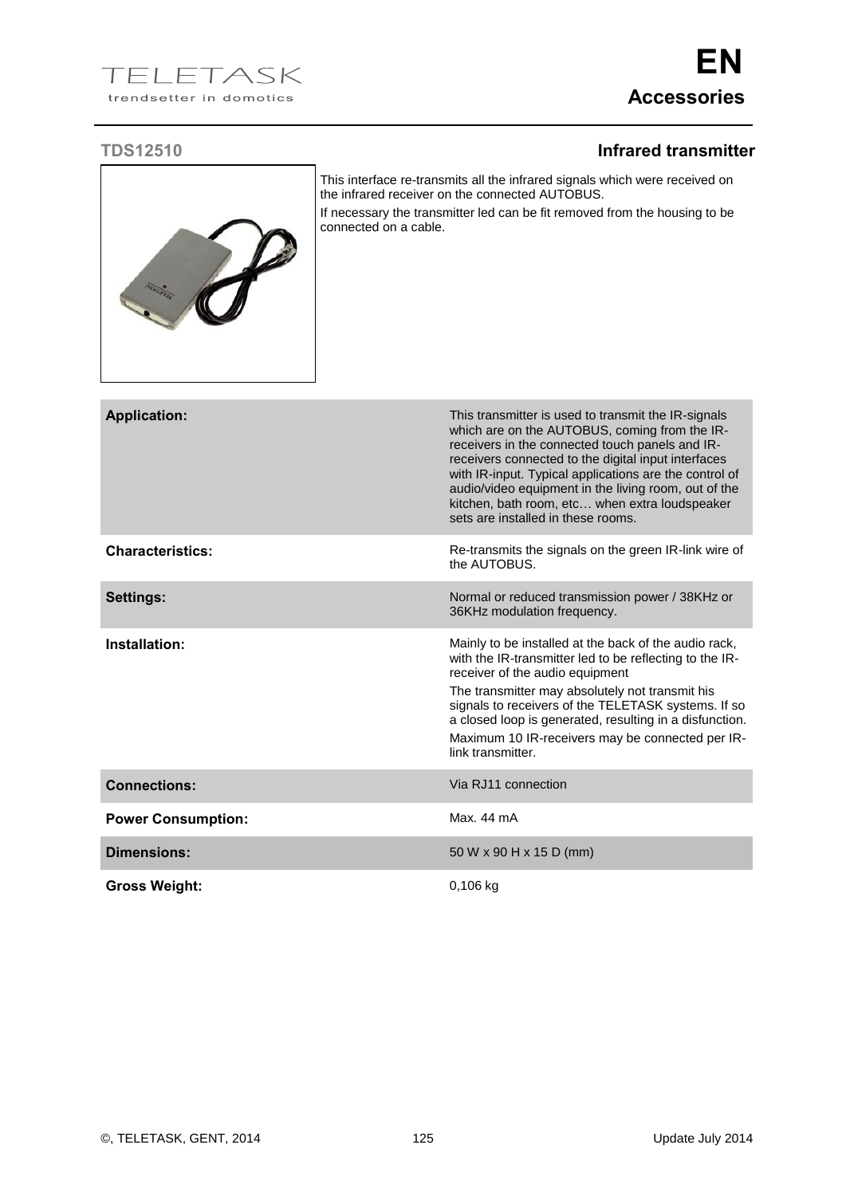# Accessories

## TDS12510 — Infrared transmitter

This interface re-transmits all the infrared signals which were received on the infrared receiver on the connected AUTOBUS.

If necessary the transmitter led can be fit removed from the housing to be connected on a cable.

| | |
|---|---|
| **Application:** | This transmitter is used to transmit the IR-signals which are on the AUTOBUS, coming from the IR-receivers in the connected touch panels and IR-receivers connected to the digital input interfaces with IR-input. Typical applications are the control of audio/video equipment in the living room, out of the kitchen, bath room, etc… when extra loudspeaker sets are installed in these rooms. |
| **Characteristics:** | Re-transmits the signals on the green IR-link wire of the AUTOBUS. |
| **Settings:** | Normal or reduced transmission power / 38KHz or 36KHz modulation frequency. |
| **Installation:** | Mainly to be installed at the back of the audio rack, with the IR-transmitter led to be reflecting to the IR-receiver of the audio equipment<br>The transmitter may absolutely not transmit his signals to receivers of the TELETASK systems. If so a closed loop is generated, resulting in a disfunction.<br>Maximum 10 IR-receivers may be connected per IR-link transmitter. |
| **Connections:** | Via RJ11 connection |
| **Power Consumption:** | Max. 44 mA |
| **Dimensions:** | 50 W x 90 H x 15 D (mm) |
| **Gross Weight:** | 0,106 kg |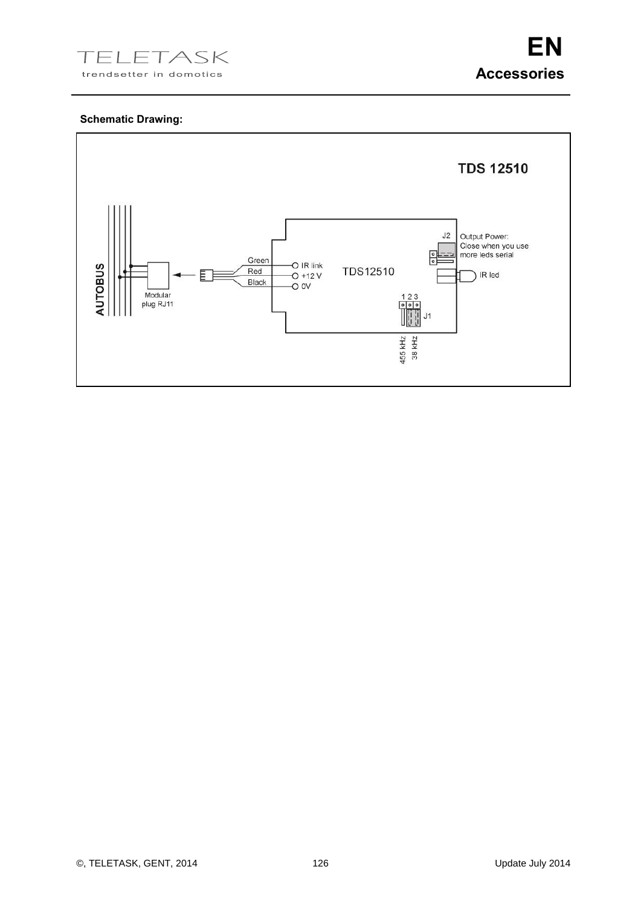**Schematic Drawing:**

TDS 12510

AUTOBUS

Modular plug RJ11

Green
Red
Black

IR link
+12 V
0V

TDS12510

J2
Output Power:
Close when you use more leds serial

IR led

1 2 3
J1

455 kHz
38 kHz